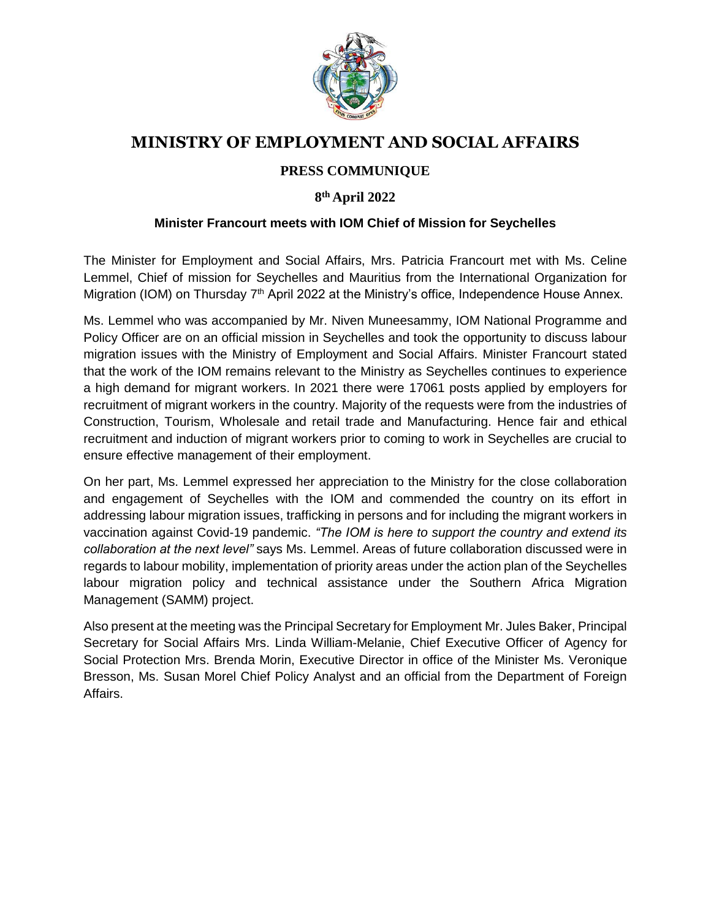# MINISTRY OF EMPLOYMENT AND SOCIAL AFFAIRS

## PRESS COMMUNIQUE

**8th April 2022**

### Minister Francourt meets with IOM Chief of Mission for Seychelles

The Minister for Employment and Social Affairs, Mrs. Patricia Francourt met with Ms. Celine Lemmel, Chief of mission for Seychelles and Mauritius from the International Organization for Migration (IOM) on Thursday 7th April 2022 at the Ministry's office, Independence House Annex.

Ms. Lemmel who was accompanied by Mr. Niven Muneesammy, IOM National Programme and Policy Officer are on an official mission in Seychelles and took the opportunity to discuss labour migration issues with the Ministry of Employment and Social Affairs. Minister Francourt stated that the work of the IOM remains relevant to the Ministry as Seychelles continues to experience a high demand for migrant workers. In 2021 there were 17061 posts applied by employers for recruitment of migrant workers in the country. Majority of the requests were from the industries of Construction, Tourism, Wholesale and retail trade and Manufacturing. Hence fair and ethical recruitment and induction of migrant workers prior to coming to work in Seychelles are crucial to ensure effective management of their employment.

On her part, Ms. Lemmel expressed her appreciation to the Ministry for the close collaboration and engagement of Seychelles with the IOM and commended the country on its effort in addressing labour migration issues, trafficking in persons and for including the migrant workers in vaccination against Covid-19 pandemic. *"The IOM is here to support the country and extend its collaboration at the next level"* says Ms. Lemmel. Areas of future collaboration discussed were in regards to labour mobility, implementation of priority areas under the action plan of the Seychelles labour migration policy and technical assistance under the Southern Africa Migration Management (SAMM) project.

Also present at the meeting was the Principal Secretary for Employment Mr. Jules Baker, Principal Secretary for Social Affairs Mrs. Linda William-Melanie, Chief Executive Officer of Agency for Social Protection Mrs. Brenda Morin, Executive Director in office of the Minister Ms. Veronique Bresson, Ms. Susan Morel Chief Policy Analyst and an official from the Department of Foreign Affairs.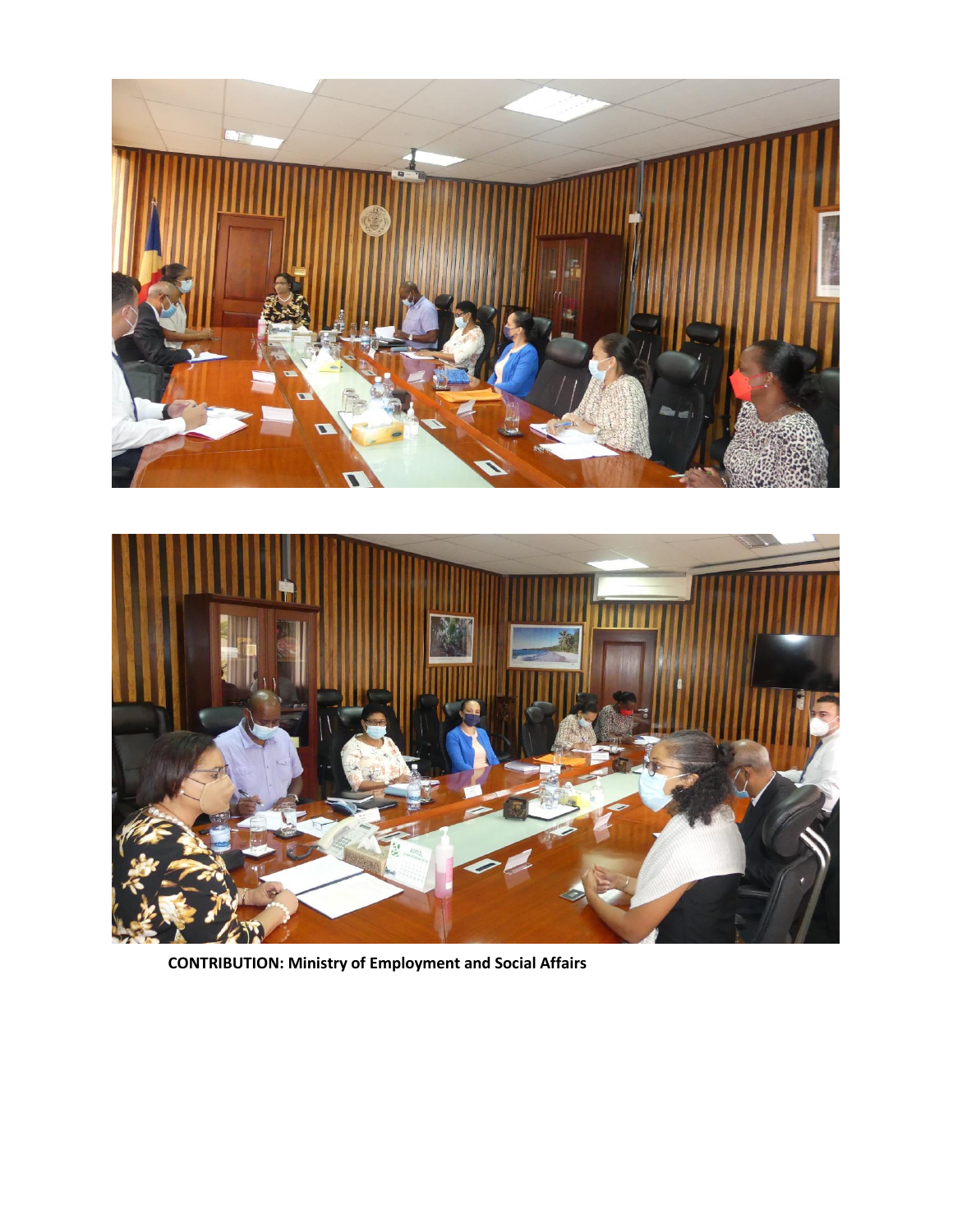**CONTRIBUTION: Ministry of Employment and Social Affairs**